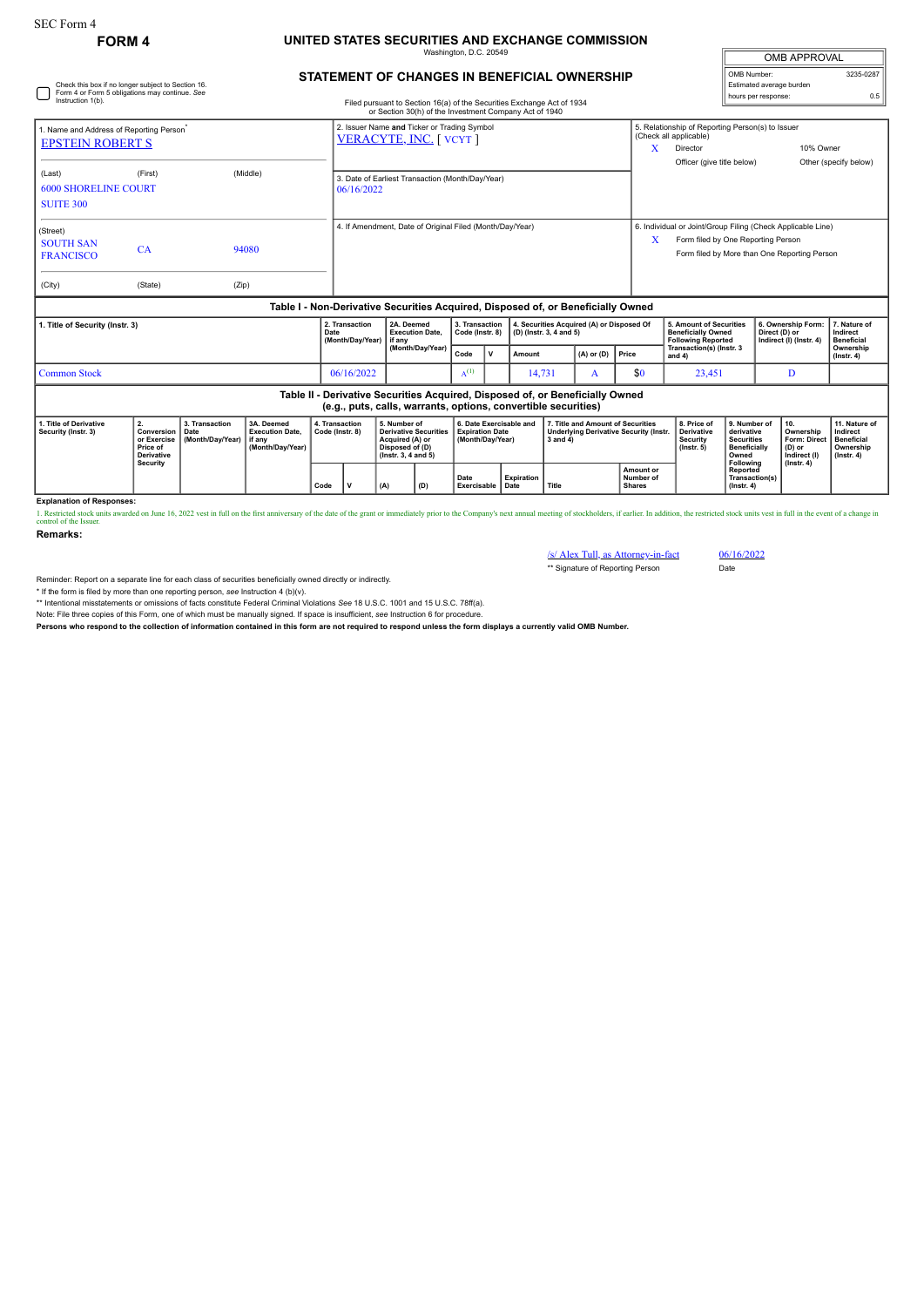SEC Form 4

# FORM 4

## UNITED STATES SECURITIES AND EXCHANGE COMMISSION

Washington, D.C. 20549

## STATEMENT OF CHANGES IN BENEFICIAL OWNERSHIP

Filed pursuant to Section 16(a) of the Securities Exchange Act of 1934 or Section 30(h) of the Investment Company Act of 1940

☐ Check this box if no longer subject to Section 16. Form 4 or Form 5 obligations may continue. *See* Instruction 1(b).

| OMB APPROVAL | |
|---|---|
| OMB Number: | 3235-0287 |
| Estimated average burden | |
| hours per response: | 0.5 |

1. Name and Address of Reporting Person*
EPSTEIN ROBERT S

(Last) (First) (Middle)
6000 SHORELINE COURT
SUITE 300

(Street)
SOUTH SAN FRANCISCO CA 94080

(City) (State) (Zip)

2. Issuer Name **and** Ticker or Trading Symbol
VERACYTE, INC. [ VCYT ]

3. Date of Earliest Transaction (Month/Day/Year)
06/16/2022

4. If Amendment, Date of Original Filed (Month/Day/Year)

5. Relationship of Reporting Person(s) to Issuer (Check all applicable)
X Director
10% Owner
Officer (give title below)
Other (specify below)

6. Individual or Joint/Group Filing (Check Applicable Line)
X Form filed by One Reporting Person
Form filed by More than One Reporting Person

### Table I - Non-Derivative Securities Acquired, Disposed of, or Beneficially Owned

| 1. Title of Security (Instr. 3) | 2. Transaction Date (Month/Day/Year) | 2A. Deemed Execution Date, if any (Month/Day/Year) | 3. Transaction Code (Instr. 8) | | 4. Securities Acquired (A) or Disposed Of (D) (Instr. 3, 4 and 5) | | | 5. Amount of Securities Beneficially Owned Following Reported Transaction(s) (Instr. 3 and 4) | 6. Ownership Form: Direct (D) or Indirect (I) (Instr. 4) | 7. Nature of Indirect Beneficial Ownership (Instr. 4) |
|---|---|---|---|---|---|---|---|---|---|---|
| | | | Code | V | Amount | (A) or (D) | Price | | | |
| Common Stock | 06/16/2022 | | A[1] | | 14,731 | A | $0 | 23,451 | D | |

### Table II - Derivative Securities Acquired, Disposed of, or Beneficially Owned (e.g., puts, calls, warrants, options, convertible securities)

| 1. Title of Derivative Security (Instr. 3) | 2. Conversion or Exercise Price of Derivative Security | 3. Transaction Date (Month/Day/Year) | 3A. Deemed Execution Date, if any (Month/Day/Year) | 4. Transaction Code (Instr. 8) | | 5. Number of Derivative Securities Acquired (A) or Disposed of (D) (Instr. 3, 4 and 5) | | 6. Date Exercisable and Expiration Date (Month/Day/Year) | | 7. Title and Amount of Securities Underlying Derivative Security (Instr. 3 and 4) | | 8. Price of Derivative Security (Instr. 5) | 9. Number of derivative Securities Beneficially Owned Following Reported Transaction(s) (Instr. 4) | 10. Ownership Form: Direct (D) or Indirect (I) (Instr. 4) | 11. Nature of Indirect Beneficial Ownership (Instr. 4) |
|---|---|---|---|---|---|---|---|---|---|---|---|---|---|---|---|
| | | | | Code | V | (A) | (D) | Date Exercisable | Expiration Date | Title | Amount or Number of Shares | | | | |

**Explanation of Responses:**

1. Restricted stock units awarded on June 16, 2022 vest in full on the first anniversary of the date of the grant or immediately prior to the Company's next annual meeting of stockholders, if earlier. In addition, the restricted stock units vest in full in the event of a change in control of the Issuer.

**Remarks:**

/s/ Alex Tull, as Attorney-in-fact — 06/16/2022

** Signature of Reporting Person — Date

Reminder: Report on a separate line for each class of securities beneficially owned directly or indirectly.

\* If the form is filed by more than one reporting person, *see* Instruction 4 (b)(v).

** Intentional misstatements or omissions of facts constitute Federal Criminal Violations *See* 18 U.S.C. 1001 and 15 U.S.C. 78ff(a).

Note: File three copies of this Form, one of which must be manually signed. If space is insufficient, *see* Instruction 6 for procedure.

**Persons who respond to the collection of information contained in this form are not required to respond unless the form displays a currently valid OMB Number.**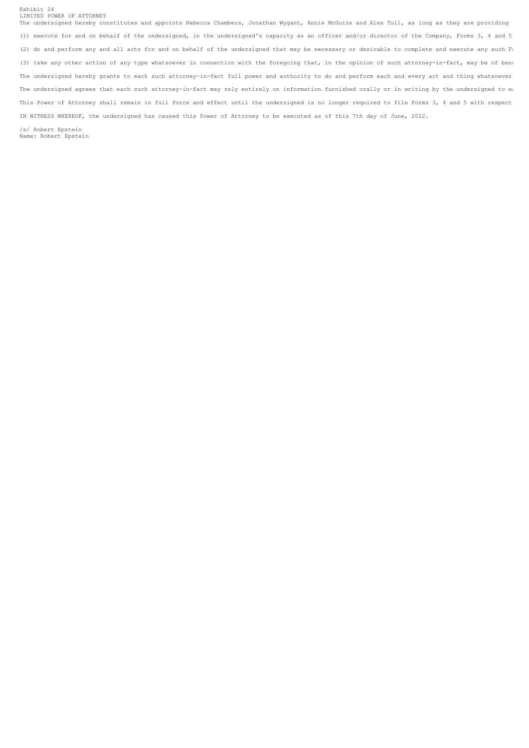Exhibit 24

LIMITED POWER OF ATTORNEY

The undersigned hereby constitutes and appoints Rebecca Chambers, Jonathan Wygant, Annie McGuire and Alex Tull, as long as they are providing

(1) execute for and on behalf of the undersigned, in the undersigned's capacity as an officer and/or director of the Company, Forms 3, 4 and 5

(2) do and perform any and all acts for and on behalf of the undersigned that may be necessary or desirable to complete and execute any such Fo

(3) take any other action of any type whatsoever in connection with the foregoing that, in the opinion of such attorney-in-fact, may be of bene

The undersigned hereby grants to each such attorney-in-fact full power and authority to do and perform each and every act and thing whatsoever

The undersigned agrees that each such attorney-in-fact may rely entirely on information furnished orally or in writing by the undersigned to ea

This Power of Attorney shall remain in full force and effect until the undersigned is no longer required to file Forms 3, 4 and 5 with respect

IN WITNESS WHEREOF, the undersigned has caused this Power of Attorney to be executed as of this 7th day of June, 2022.

/s/ Robert Epstein
Name: Robert Epstein